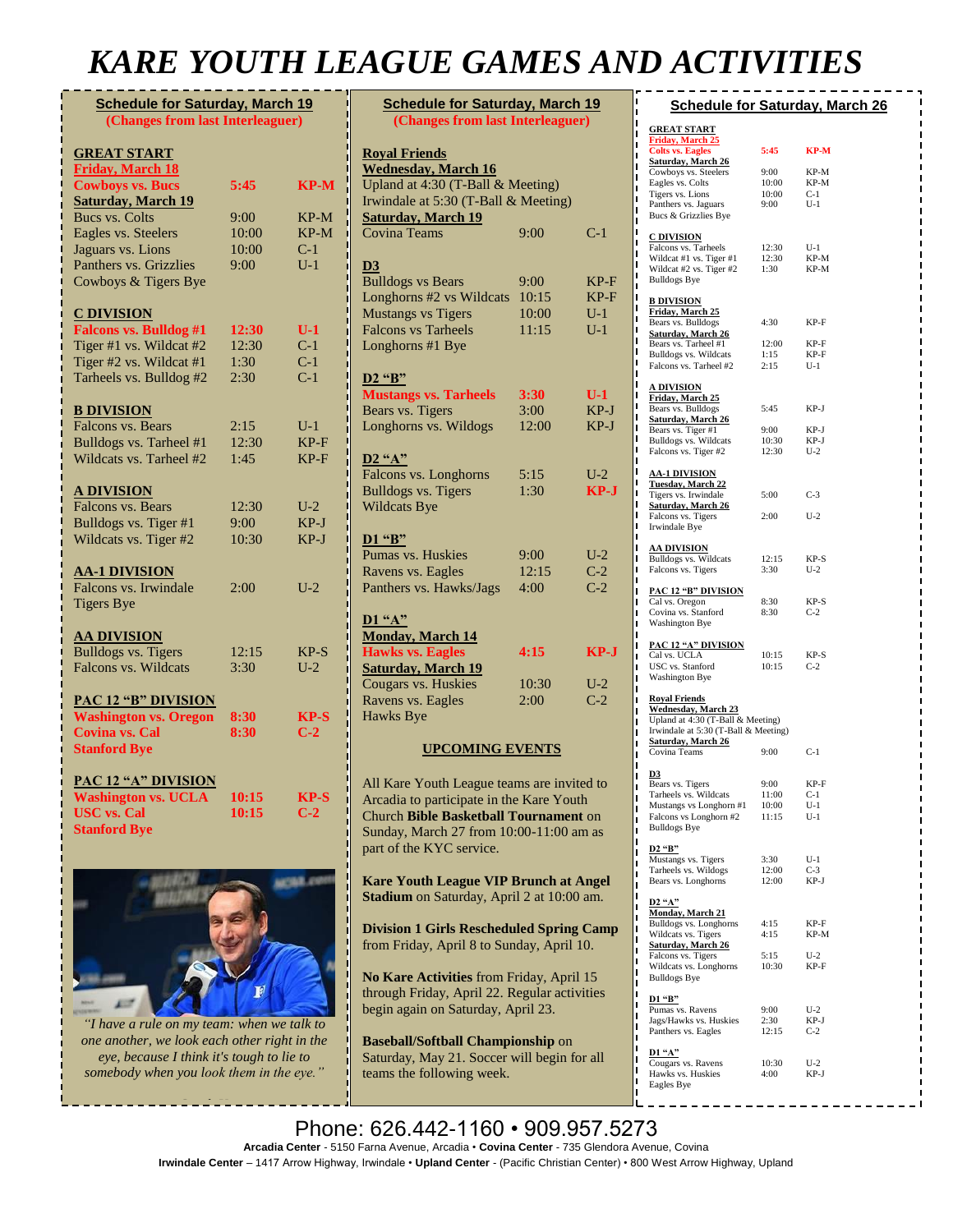# KARE YOUTH LEAGUE GAMES AND ACTIVITIES

## Schedule for Saturday, March 19
**(Changes from last Interleaguer)**

**GREAT START**

| **Friday, March 18** | | |
|---|---|---|
| **Cowboys vs. Bucs** | **5:45** | **KP-M** |
| **Saturday, March 19** | | |
| Bucs vs. Colts | 9:00 | KP-M |
| Eagles vs. Steelers | 10:00 | KP-M |
| Jaguars vs. Lions | 10:00 | C-1 |
| Panthers vs. Grizzlies | 9:00 | U-1 |
| Cowboys & Tigers Bye | | |

**C DIVISION**

| | | |
|---|---|---|
| **Falcons vs. Bulldog #1** | **12:30** | **U-1** |
| Tiger #1 vs. Wildcat #2 | 12:30 | C-1 |
| Tiger #2 vs. Wildcat #1 | 1:30 | C-1 |
| Tarheels vs. Bulldog #2 | 2:30 | C-1 |

**B DIVISION**

| | | |
|---|---|---|
| Falcons vs. Bears | 2:15 | U-1 |
| Bulldogs vs. Tarheel #1 | 12:30 | KP-F |
| Wildcats vs. Tarheel #2 | 1:45 | KP-F |

**A DIVISION**

| | | |
|---|---|---|
| Falcons vs. Bears | 12:30 | U-2 |
| Bulldogs vs. Tiger #1 | 9:00 | KP-J |
| Wildcats vs. Tiger #2 | 10:30 | KP-J |

**AA-1 DIVISION**

| | | |
|---|---|---|
| Falcons vs. Irwindale | 2:00 | U-2 |
| Tigers Bye | | |

**AA DIVISION**

| | | |
|---|---|---|
| Bulldogs vs. Tigers | 12:15 | KP-S |
| Falcons vs. Wildcats | 3:30 | U-2 |

**PAC 12 "B" DIVISION**

| | | |
|---|---|---|
| **Washington vs. Oregon** | **8:30** | **KP-S** |
| **Covina vs. Cal** | **8:30** | **C-2** |
| **Stanford Bye** | | |

**PAC 12 "A" DIVISION**

| | | |
|---|---|---|
| **Washington vs. UCLA** | **10:15** | **KP-S** |
| **USC vs. Cal** | **10:15** | **C-2** |
| **Stanford Bye** | | |

*"I have a rule on my team: when we talk to one another, we look each other right in the eye, because I think it's tough to lie to somebody when you look them in the eye."*

## Schedule for Saturday, March 19
**(Changes from last Interleaguer)**

**Royal Friends**

**Wednesday, March 16**

Upland at 4:30 (T-Ball & Meeting)

Irwindale at 5:30 (T-Ball & Meeting)

| **Saturday, March 19** | | |
|---|---|---|
| Covina Teams | 9:00 | C-1 |

**D3**

| | | |
|---|---|---|
| Bulldogs vs Bears | 9:00 | KP-F |
| Longhorns #2 vs Wildcats | 10:15 | KP-F |
| Mustangs vs Tigers | 10:00 | U-1 |
| Falcons vs Tarheels | 11:15 | U-1 |
| Longhorns #1 Bye | | |

**D2 "B"**

| | | |
|---|---|---|
| **Mustangs vs. Tarheels** | **3:30** | **U-1** |
| Bears vs. Tigers | 3:00 | KP-J |
| Longhorns vs. Wildogs | 12:00 | KP-J |

**D2 "A"**

| | | |
|---|---|---|
| Falcons vs. Longhorns | 5:15 | U-2 |
| Bulldogs vs. Tigers | 1:30 | **KP-J** |
| Wildcats Bye | | |

**D1 "B"**

| | | |
|---|---|---|
| Pumas vs. Huskies | 9:00 | U-2 |
| Ravens vs. Eagles | 12:15 | C-2 |
| Panthers vs. Hawks/Jags | 4:00 | C-2 |

**D1 "A"**

| **Monday, March 14** | | |
|---|---|---|
| **Hawks vs. Eagles** | **4:15** | **KP-J** |
| **Saturday, March 19** | | |
| Cougars vs. Huskies | 10:30 | U-2 |
| Ravens vs. Eagles | 2:00 | C-2 |
| Hawks Bye | | |

## UPCOMING EVENTS

All Kare Youth League teams are invited to Arcadia to participate in the Kare Youth Church **Bible Basketball Tournament** on Sunday, March 27 from 10:00-11:00 am as part of the KYC service.

**Kare Youth League VIP Brunch at Angel Stadium** on Saturday, April 2 at 10:00 am.

**Division 1 Girls Rescheduled Spring Camp** from Friday, April 8 to Sunday, April 10.

**No Kare Activities** from Friday, April 15 through Friday, April 22. Regular activities begin again on Saturday, April 23.

**Baseball/Softball Championship** on Saturday, May 21. Soccer will begin for all teams the following week.

## Schedule for Saturday, March 26

**GREAT START**

| **Friday, March 25** | | |
|---|---|---|
| **Colts vs. Eagles** | **5:45** | **KP-M** |
| **Saturday, March 26** | | |
| Cowboys vs. Steelers | 9:00 | KP-M |
| Eagles vs. Colts | 10:00 | KP-M |
| Tigers vs. Lions | 10:00 | C-1 |
| Panthers vs. Jaguars | 9:00 | U-1 |
| Bucs & Grizzlies Bye | | |

**C DIVISION**

| | | |
|---|---|---|
| Falcons vs. Tarheels | 12:30 | U-1 |
| Wildcat #1 vs. Tiger #1 | 12:30 | KP-M |
| Wildcat #2 vs. Tiger #2 | 1:30 | KP-M |
| Bulldogs Bye | | |

**B DIVISION**

| **Friday, March 25** | | |
|---|---|---|
| Bears vs. Bulldogs | 4:30 | KP-F |
| **Saturday, March 26** | | |
| Bears vs. Tarheel #1 | 12:00 | KP-F |
| Bulldogs vs. Wildcats | 1:15 | KP-F |
| Falcons vs. Tarheel #2 | 2:15 | U-1 |

**A DIVISION**

| **Friday, March 25** | | |
|---|---|---|
| Bears vs. Bulldogs | 5:45 | KP-J |
| **Saturday, March 26** | | |
| Bears vs. Tiger #1 | 9:00 | KP-J |
| Bulldogs vs. Wildcats | 10:30 | KP-J |
| Falcons vs. Tiger #2 | 12:30 | U-2 |

**AA-1 DIVISION**

| **Tuesday, March 22** | | |
|---|---|---|
| Tigers vs. Irwindale | 5:00 | C-3 |
| **Saturday, March 26** | | |
| Falcons vs. Tigers | 2:00 | U-2 |
| Irwindale Bye | | |

**AA DIVISION**

| | | |
|---|---|---|
| Bulldogs vs. Wildcats | 12:15 | KP-S |
| Falcons vs. Tigers | 3:30 | U-2 |

**PAC 12 "B" DIVISION**

| | | |
|---|---|---|
| Cal vs. Oregon | 8:30 | KP-S |
| Covina vs. Stanford | 8:30 | C-2 |
| Washington Bye | | |

**PAC 12 "A" DIVISION**

| | | |
|---|---|---|
| Cal vs. UCLA | 10:15 | KP-S |
| USC vs. Stanford | 10:15 | C-2 |
| Washington Bye | | |

**Royal Friends**

**Wednesday, March 23**

Upland at 4:30 (T-Ball & Meeting)

Irwindale at 5:30 (T-Ball & Meeting)

| **Saturday, March 26** | | |
|---|---|---|
| Covina Teams | 9:00 | C-1 |

**D3**

| | | |
|---|---|---|
| Bears vs. Tigers | 9:00 | KP-F |
| Tarheels vs. Wildcats | 11:00 | C-1 |
| Mustangs vs Longhorn #1 | 10:00 | U-1 |
| Falcons vs Longhorn #2 | 11:15 | U-1 |
| Bulldogs Bye | | |

**D2 "B"**

| | | |
|---|---|---|
| Mustangs vs. Tigers | 3:30 | U-1 |
| Tarheels vs. Wildogs | 12:00 | C-3 |
| Bears vs. Longhorns | 12:00 | KP-J |

**D2 "A"**

| **Monday, March 21** | | |
|---|---|---|
| Bulldogs vs. Longhorns | 4:15 | KP-F |
| Wildcats vs. Tigers | 4:15 | KP-M |
| **Saturday, March 26** | | |
| Falcons vs. Tigers | 5:15 | U-2 |
| Wildcats vs. Longhorns | 10:30 | KP-F |
| Bulldogs Bye | | |

**D1 "B"**

| | | |
|---|---|---|
| Pumas vs. Ravens | 9:00 | U-2 |
| Jags/Hawks vs. Huskies | 2:30 | KP-J |
| Panthers vs. Eagles | 12:15 | C-2 |

**D1 "A"**

| | | |
|---|---|---|
| Cougars vs. Ravens | 10:30 | U-2 |
| Hawks vs. Huskies | 4:00 | KP-J |
| Eagles Bye | | |

Phone: 626.442-1160 • 909.957.5273

**Arcadia Center** - 5150 Farna Avenue, Arcadia • **Covina Center** - 735 Glendora Avenue, Covina

**Irwindale Center** – 1417 Arrow Highway, Irwindale • **Upland Center** - (Pacific Christian Center) • 800 West Arrow Highway, Upland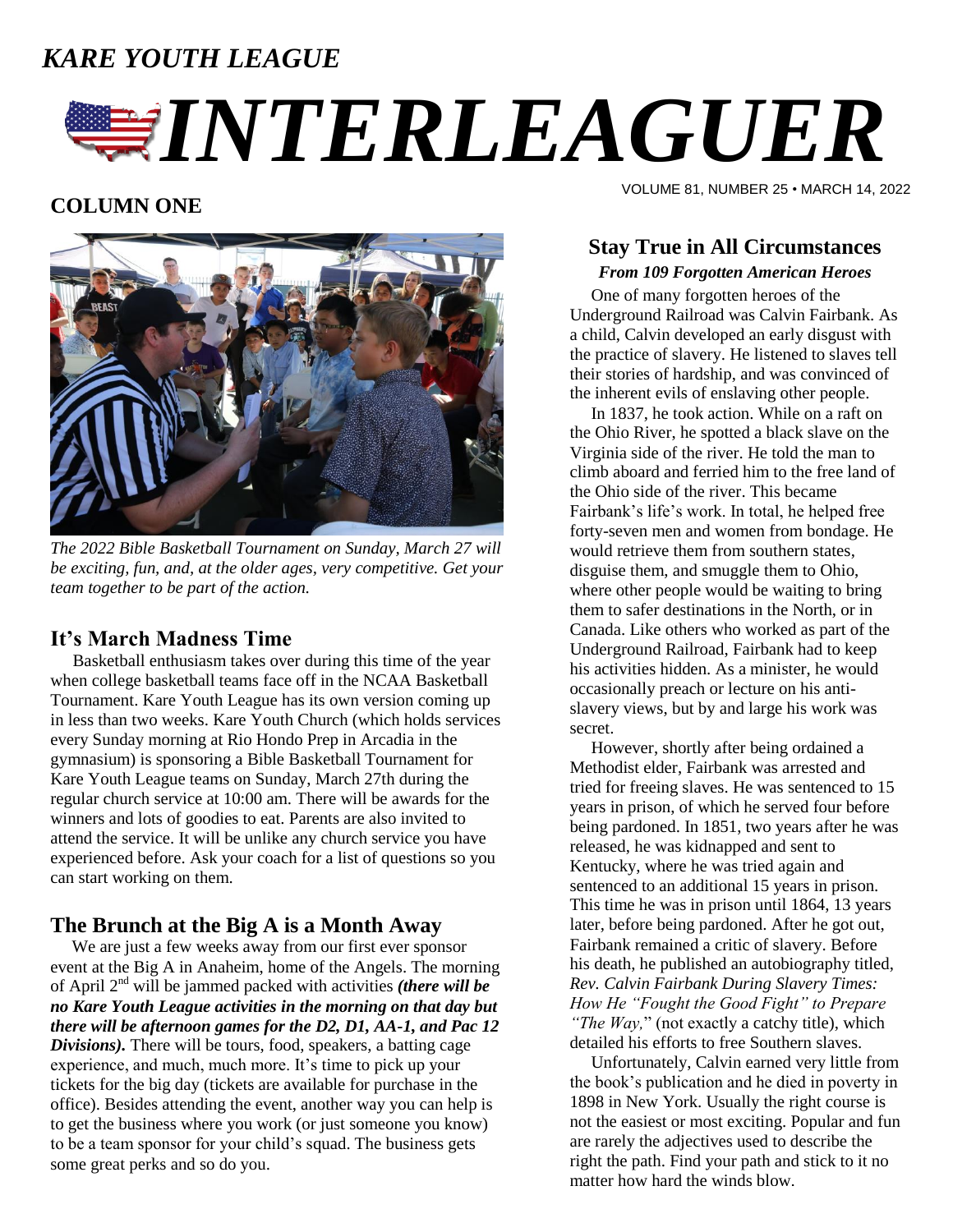*KARE YOUTH LEAGUE*

# *INTERLEAGUER*

VOLUME 81, NUMBER 25 • MARCH 14, 2022

## COLUMN ONE

*The 2022 Bible Basketball Tournament on Sunday, March 27 will be exciting, fun, and, at the older ages, very competitive. Get your team together to be part of the action.*

### It's March Madness Time

Basketball enthusiasm takes over during this time of the year when college basketball teams face off in the NCAA Basketball Tournament. Kare Youth League has its own version coming up in less than two weeks. Kare Youth Church (which holds services every Sunday morning at Rio Hondo Prep in Arcadia in the gymnasium) is sponsoring a Bible Basketball Tournament for Kare Youth League teams on Sunday, March 27th during the regular church service at 10:00 am. There will be awards for the winners and lots of goodies to eat. Parents are also invited to attend the service. It will be unlike any church service you have experienced before. Ask your coach for a list of questions so you can start working on them.

### The Brunch at the Big A is a Month Away

We are just a few weeks away from our first ever sponsor event at the Big A in Anaheim, home of the Angels. The morning of April 2nd will be jammed packed with activities ***(there will be no Kare Youth League activities in the morning on that day but there will be afternoon games for the D2, D1, AA-1, and Pac 12 Divisions)***. There will be tours, food, speakers, a batting cage experience, and much, much more. It's time to pick up your tickets for the big day (tickets are available for purchase in the office). Besides attending the event, another way you can help is to get the business where you work (or just someone you know) to be a team sponsor for your child's squad. The business gets some great perks and so do you.

## Stay True in All Circumstances

***From 109 Forgotten American Heroes***

One of many forgotten heroes of the Underground Railroad was Calvin Fairbank. As a child, Calvin developed an early disgust with the practice of slavery. He listened to slaves tell their stories of hardship, and was convinced of the inherent evils of enslaving other people.

In 1837, he took action. While on a raft on the Ohio River, he spotted a black slave on the Virginia side of the river. He told the man to climb aboard and ferried him to the free land of the Ohio side of the river. This became Fairbank's life's work. In total, he helped free forty-seven men and women from bondage. He would retrieve them from southern states, disguise them, and smuggle them to Ohio, where other people would be waiting to bring them to safer destinations in the North, or in Canada. Like others who worked as part of the Underground Railroad, Fairbank had to keep his activities hidden. As a minister, he would occasionally preach or lecture on his anti-slavery views, but by and large his work was secret.

However, shortly after being ordained a Methodist elder, Fairbank was arrested and tried for freeing slaves. He was sentenced to 15 years in prison, of which he served four before being pardoned. In 1851, two years after he was released, he was kidnapped and sent to Kentucky, where he was tried again and sentenced to an additional 15 years in prison. This time he was in prison until 1864, 13 years later, before being pardoned. After he got out, Fairbank remained a critic of slavery. Before his death, he published an autobiography titled, *Rev. Calvin Fairbank During Slavery Times: How He "Fought the Good Fight" to Prepare "The Way,"* (not exactly a catchy title), which detailed his efforts to free Southern slaves.

Unfortunately, Calvin earned very little from the book's publication and he died in poverty in 1898 in New York. Usually the right course is not the easiest or most exciting. Popular and fun are rarely the adjectives used to describe the right the path. Find your path and stick to it no matter how hard the winds blow.